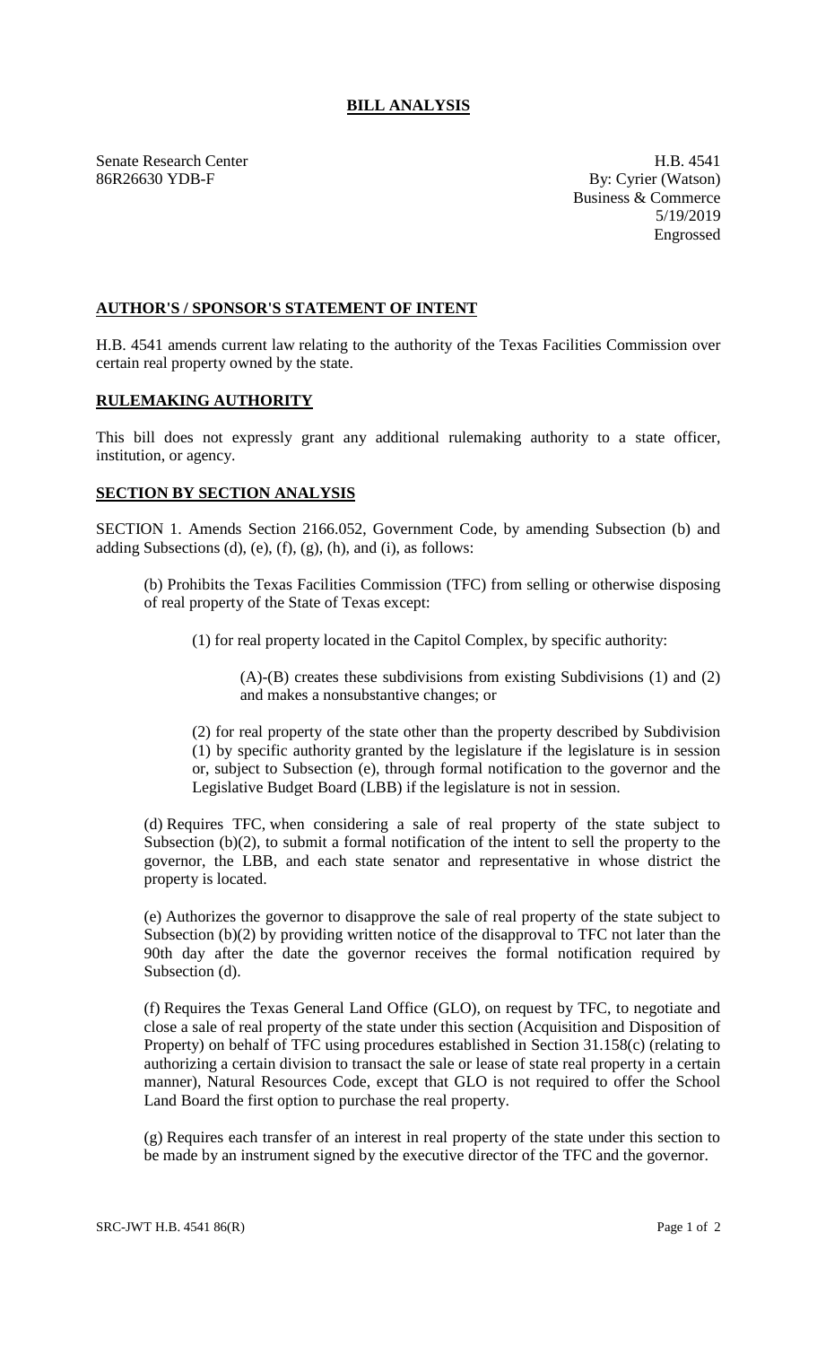# BILL ANALYSIS

Senate Research Center
86R26630 YDB-F

H.B. 4541
By: Cyrier (Watson)
Business & Commerce
5/19/2019
Engrossed

## AUTHOR'S / SPONSOR'S STATEMENT OF INTENT

H.B. 4541 amends current law relating to the authority of the Texas Facilities Commission over certain real property owned by the state.

## RULEMAKING AUTHORITY

This bill does not expressly grant any additional rulemaking authority to a state officer, institution, or agency.

## SECTION BY SECTION ANALYSIS

SECTION 1. Amends Section 2166.052, Government Code, by amending Subsection (b) and adding Subsections (d), (e), (f), (g), (h), and (i), as follows:

(b) Prohibits the Texas Facilities Commission (TFC) from selling or otherwise disposing of real property of the State of Texas except:

(1) for real property located in the Capitol Complex, by specific authority:

(A)-(B) creates these subdivisions from existing Subdivisions (1) and (2) and makes a nonsubstantive changes; or

(2) for real property of the state other than the property described by Subdivision (1) by specific authority granted by the legislature if the legislature is in session or, subject to Subsection (e), through formal notification to the governor and the Legislative Budget Board (LBB) if the legislature is not in session.

(d) Requires TFC, when considering a sale of real property of the state subject to Subsection (b)(2), to submit a formal notification of the intent to sell the property to the governor, the LBB, and each state senator and representative in whose district the property is located.

(e) Authorizes the governor to disapprove the sale of real property of the state subject to Subsection (b)(2) by providing written notice of the disapproval to TFC not later than the 90th day after the date the governor receives the formal notification required by Subsection (d).

(f) Requires the Texas General Land Office (GLO), on request by TFC, to negotiate and close a sale of real property of the state under this section (Acquisition and Disposition of Property) on behalf of TFC using procedures established in Section 31.158(c) (relating to authorizing a certain division to transact the sale or lease of state real property in a certain manner), Natural Resources Code, except that GLO is not required to offer the School Land Board the first option to purchase the real property.

(g) Requires each transfer of an interest in real property of the state under this section to be made by an instrument signed by the executive director of the TFC and the governor.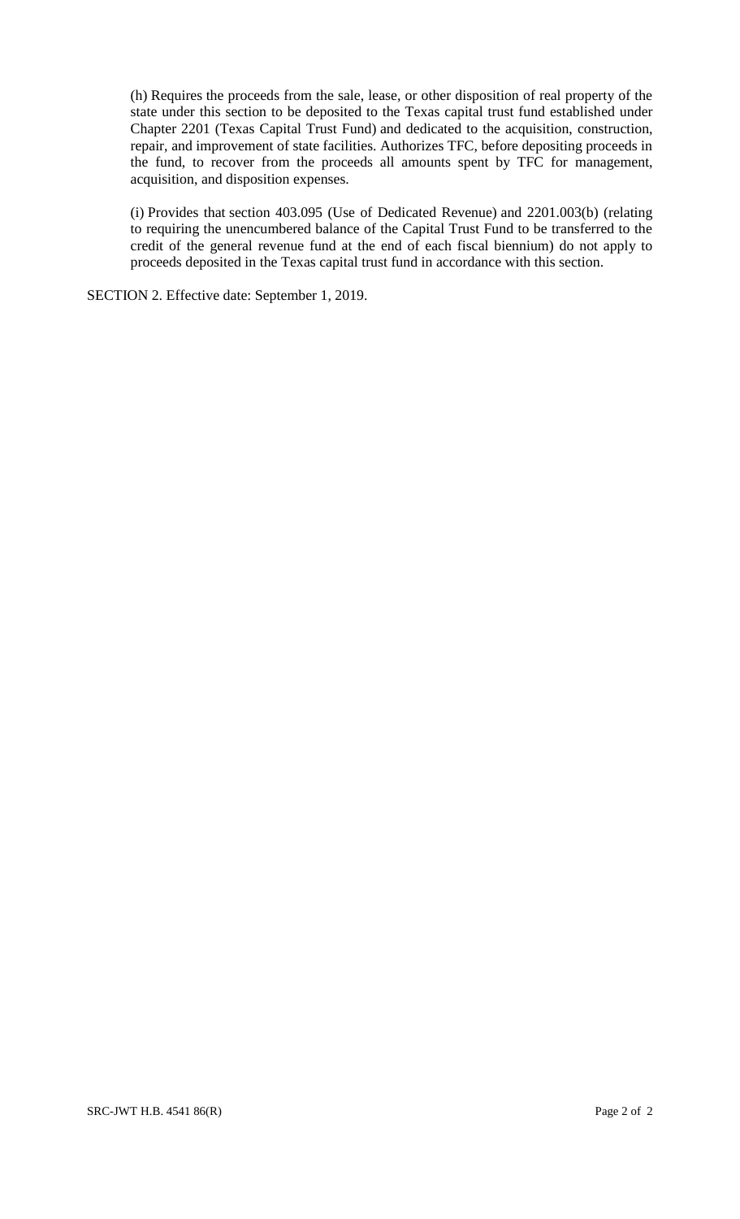(h) Requires the proceeds from the sale, lease, or other disposition of real property of the state under this section to be deposited to the Texas capital trust fund established under Chapter 2201 (Texas Capital Trust Fund) and dedicated to the acquisition, construction, repair, and improvement of state facilities. Authorizes TFC, before depositing proceeds in the fund, to recover from the proceeds all amounts spent by TFC for management, acquisition, and disposition expenses.

(i) Provides that section 403.095 (Use of Dedicated Revenue) and 2201.003(b) (relating to requiring the unencumbered balance of the Capital Trust Fund to be transferred to the credit of the general revenue fund at the end of each fiscal biennium) do not apply to proceeds deposited in the Texas capital trust fund in accordance with this section.

SECTION 2. Effective date: September 1, 2019.